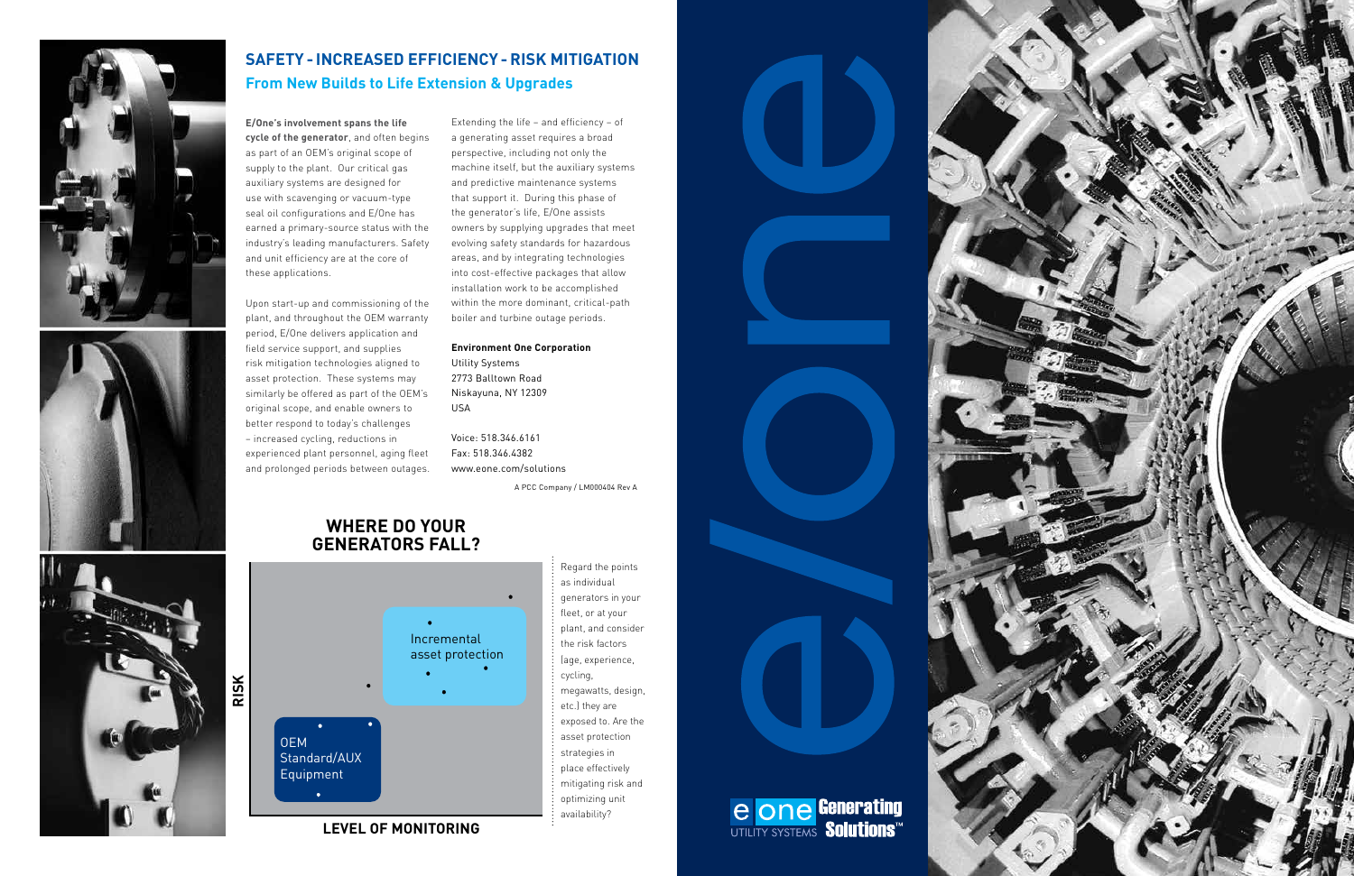# SAFETY - INCREASED EFFICIENCY - RISK MITIGATION

## From New Builds to Life Extension & Upgrades

**E/One's involvement spans the life cycle of the generator**, and often begins as part of an OEM's original scope of supply to the plant. Our critical gas auxiliary systems are designed for use with scavenging or vacuum-type seal oil configurations and E/One has earned a primary-source status with the industry's leading manufacturers. Safety and unit efficiency are at the core of these applications.

Upon start-up and commissioning of the plant, and throughout the OEM warranty period, E/One delivers application and field service support, and supplies risk mitigation technologies aligned to asset protection. These systems may similarly be offered as part of the OEM's original scope, and enable owners to better respond to today's challenges – increased cycling, reductions in experienced plant personnel, aging fleet and prolonged periods between outages.

Extending the life – and efficiency – of a generating asset requires a broad perspective, including not only the machine itself, but the auxiliary systems and predictive maintenance systems that support it. During this phase of the generator's life, E/One assists owners by supplying upgrades that meet evolving safety standards for hazardous areas, and by integrating technologies into cost-effective packages that allow installation work to be accomplished within the more dominant, critical-path boiler and turbine outage periods.

**Environment One Corporation**
Utility Systems
2773 Balltown Road
Niskayuna, NY 12309
USA

Voice: 518.346.6161
Fax: 518.346.4382
www.eone.com/solutions

A PCC Company / LM000404 Rev A

## WHERE DO YOUR GENERATORS FALL?

RISK

Incremental asset protection

OEM Standard/AUX Equipment

LEVEL OF MONITORING

Regard the points as individual generators in your fleet, or at your plant, and consider the risk factors (age, experience, cycling, megawatts, design, etc.) they are exposed to. Are the asset protection strategies in place effectively mitigating risk and optimizing unit availability?

e/one

e one UTILITY SYSTEMS Generating Solutions™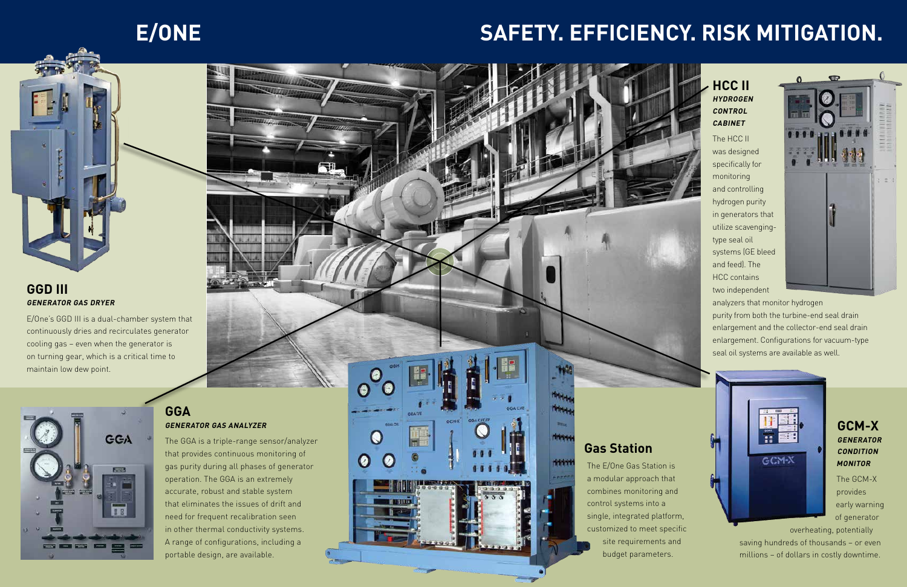# E/ONE

# SAFETY. EFFICIENCY. RISK MITIGATION.

## GGD III
***GENERATOR GAS DRYER***

E/One's GGD III is a dual-chamber system that continuously dries and recirculates generator cooling gas – even when the generator is on turning gear, which is a critical time to maintain low dew point.

## HCC II
***HYDROGEN CONTROL CABINET***

The HCC II was designed specifically for monitoring and controlling hydrogen purity in generators that utilize scavenging-type seal oil systems (GE bleed and feed). The HCC contains two independent analyzers that monitor hydrogen purity from both the turbine-end seal drain enlargement and the collector-end seal drain enlargement. Configurations for vacuum-type seal oil systems are available as well.

## GGA
***GENERATOR GAS ANALYZER***

The GGA is a triple-range sensor/analyzer that provides continuous monitoring of gas purity during all phases of generator operation. The GGA is an extremely accurate, robust and stable system that eliminates the issues of drift and need for frequent recalibration seen in other thermal conductivity systems. A range of configurations, including a portable design, are available.

## Gas Station

The E/One Gas Station is a modular approach that combines monitoring and control systems into a single, integrated platform, customized to meet specific site requirements and budget parameters.

## GCM-X
***GENERATOR CONDITION MONITOR***

The GCM-X provides early warning of generator overheating, potentially saving hundreds of thousands – or even millions – of dollars in costly downtime.